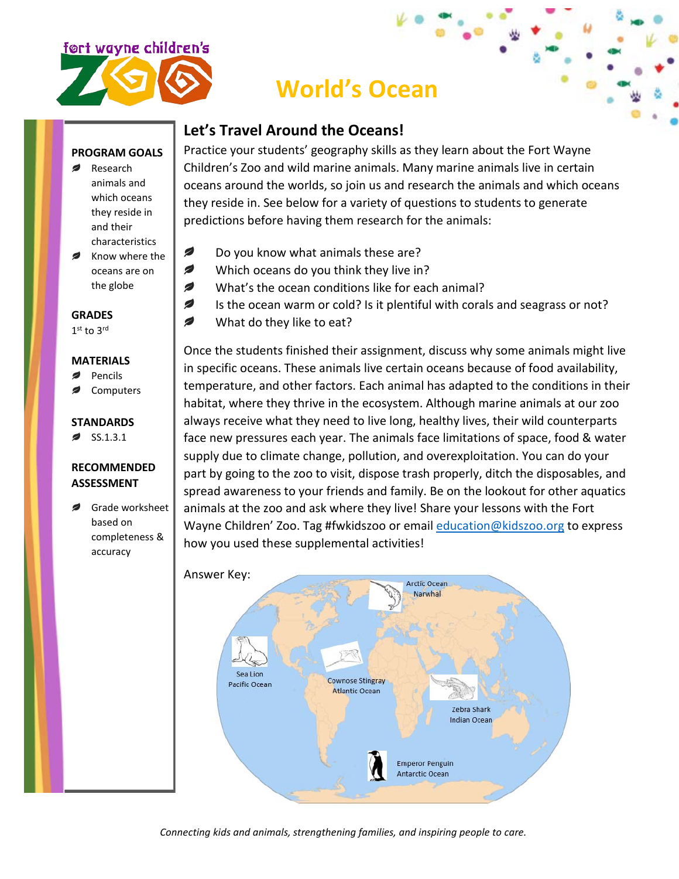fort wayne children's ZOO

# World's Ocean

**PROGRAM GOALS**

- Research animals and which oceans they reside in and their characteristics
- Know where the oceans are on the globe

**GRADES**

1st to 3rd

**MATERIALS**

- Pencils
- Computers

**STANDARDS**

- SS.1.3.1

**RECOMMENDED ASSESSMENT**

- Grade worksheet based on completeness & accuracy

## Let's Travel Around the Oceans!

Practice your students' geography skills as they learn about the Fort Wayne Children's Zoo and wild marine animals. Many marine animals live in certain oceans around the worlds, so join us and research the animals and which oceans they reside in. See below for a variety of questions to students to generate predictions before having them research for the animals:

- Do you know what animals these are?
- Which oceans do you think they live in?
- What's the ocean conditions like for each animal?
- Is the ocean warm or cold? Is it plentiful with corals and seagrass or not?
- What do they like to eat?

Once the students finished their assignment, discuss why some animals might live in specific oceans. These animals live certain oceans because of food availability, temperature, and other factors. Each animal has adapted to the conditions in their habitat, where they thrive in the ecosystem. Although marine animals at our zoo always receive what they need to live long, healthy lives, their wild counterparts face new pressures each year. The animals face limitations of space, food & water supply due to climate change, pollution, and overexploitation. You can do your part by going to the zoo to visit, dispose trash properly, ditch the disposables, and spread awareness to your friends and family. Be on the lookout for other aquatics animals at the zoo and ask where they live! Share your lessons with the Fort Wayne Children' Zoo. Tag #fwkidszoo or email education@kidszoo.org to express how you used these supplemental activities!

Answer Key:

Arctic Ocean
Narwhal

Sea Lion
Pacific Ocean

Cownose Stingray
Atlantic Ocean

Zebra Shark
Indian Ocean

Emperor Penguin
Antarctic Ocean

*Connecting kids and animals, strengthening families, and inspiring people to care.*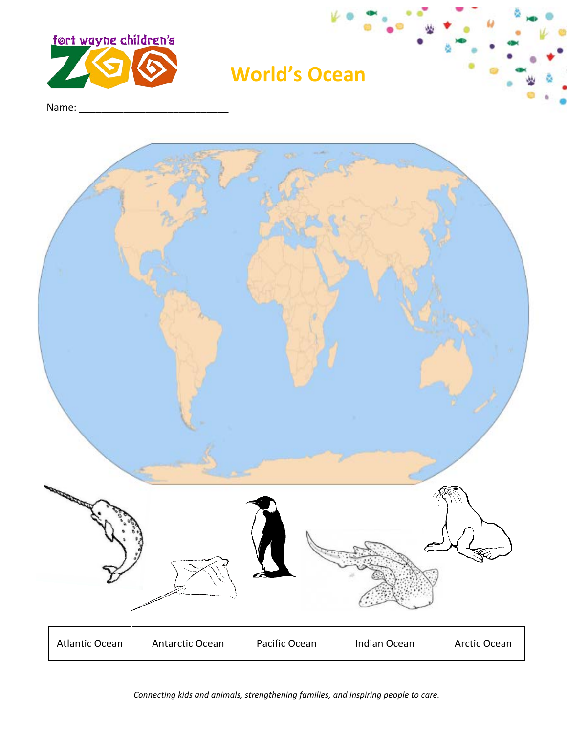# World's Ocean

Name: ___________________________

| | | | | |
|---|---|---|---|---|
| Atlantic Ocean | Antarctic Ocean | Pacific Ocean | Indian Ocean | Arctic Ocean |

*Connecting kids and animals, strengthening families, and inspiring people to care.*